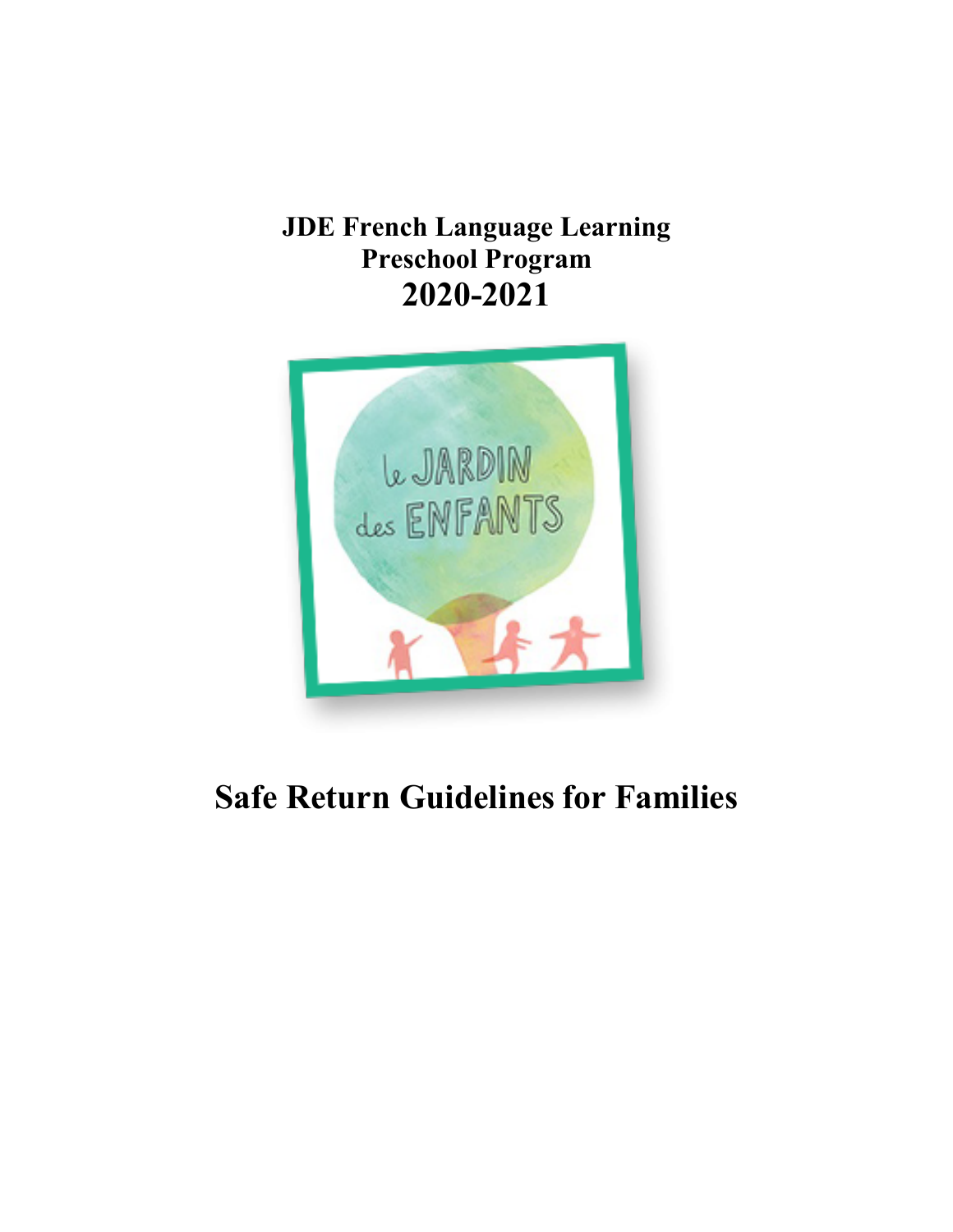# JDE French Language Learning Preschool Program 2020-2021

# Safe Return Guidelines for Families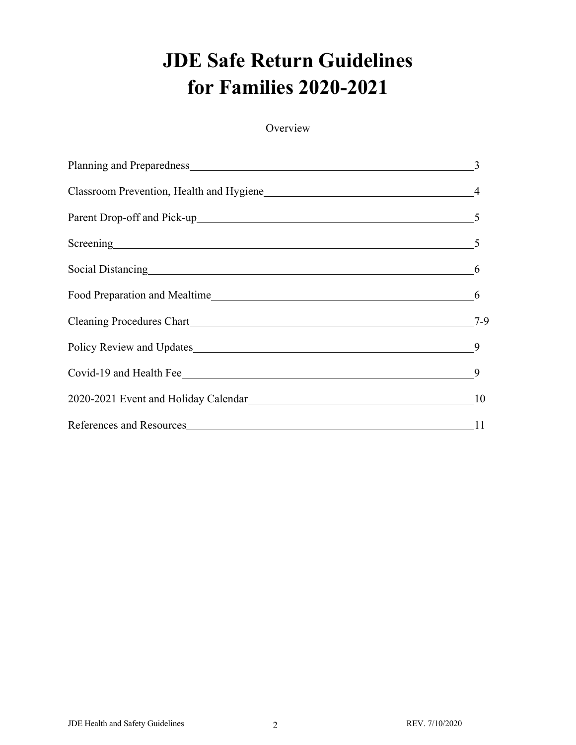# JDE Safe Return Guidelines for Families 2020-2021

Overview

| Section | Page |
| --- | --- |
| Planning and Preparedness | 3 |
| Classroom Prevention, Health and Hygiene | 4 |
| Parent Drop-off and Pick-up | 5 |
| Screening | 5 |
| Social Distancing | 6 |
| Food Preparation and Mealtime | 6 |
| Cleaning Procedures Chart | 7-9 |
| Policy Review and Updates | 9 |
| Covid-19 and Health Fee | 9 |
| 2020-2021 Event and Holiday Calendar | 10 |
| References and Resources | 11 |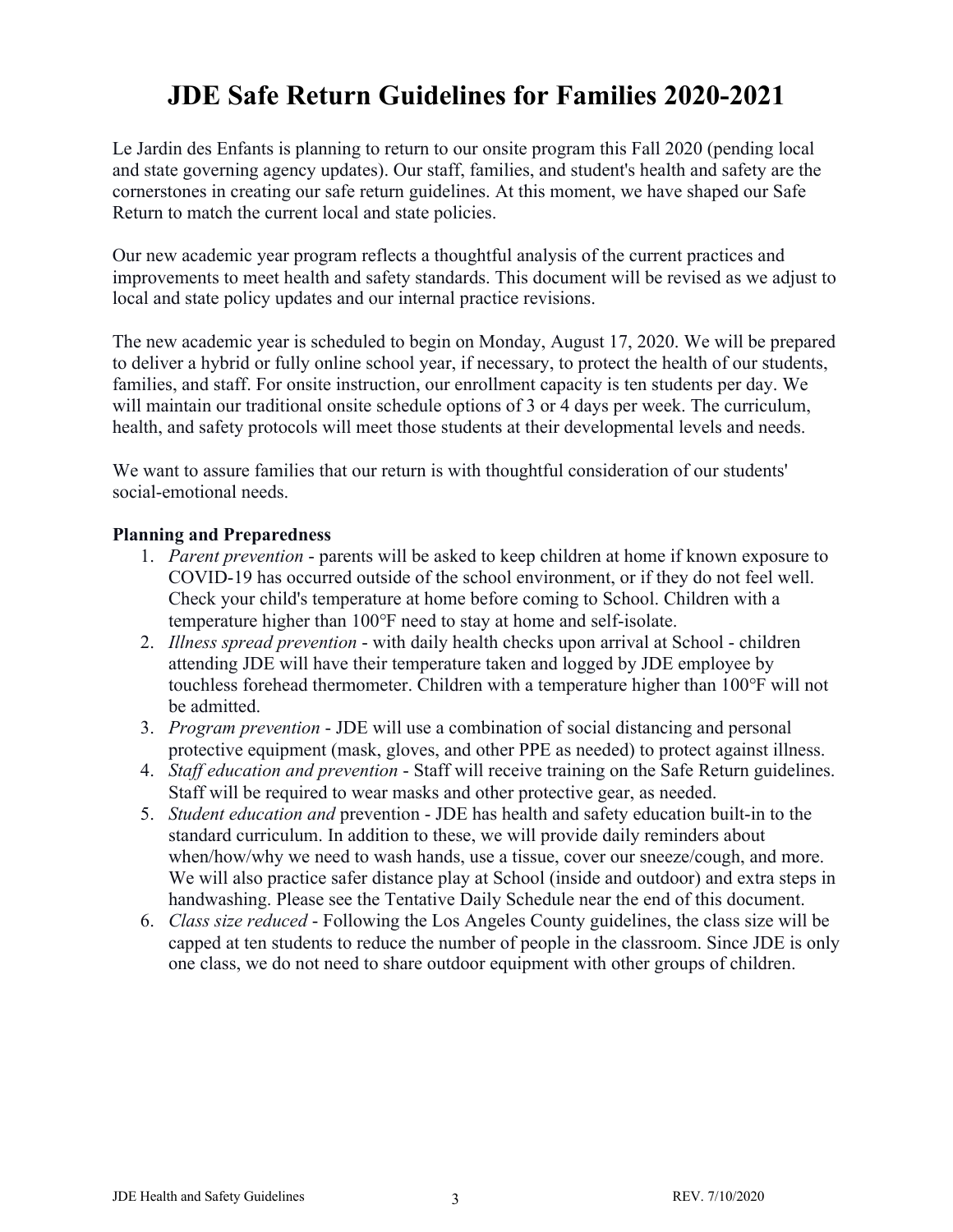# JDE Safe Return Guidelines for Families 2020-2021

Le Jardin des Enfants is planning to return to our onsite program this Fall 2020 (pending local and state governing agency updates). Our staff, families, and student's health and safety are the cornerstones in creating our safe return guidelines. At this moment, we have shaped our Safe Return to match the current local and state policies.

Our new academic year program reflects a thoughtful analysis of the current practices and improvements to meet health and safety standards. This document will be revised as we adjust to local and state policy updates and our internal practice revisions.

The new academic year is scheduled to begin on Monday, August 17, 2020. We will be prepared to deliver a hybrid or fully online school year, if necessary, to protect the health of our students, families, and staff. For onsite instruction, our enrollment capacity is ten students per day. We will maintain our traditional onsite schedule options of 3 or 4 days per week. The curriculum, health, and safety protocols will meet those students at their developmental levels and needs.

We want to assure families that our return is with thoughtful consideration of our students' social-emotional needs.

**Planning and Preparedness**

1. *Parent prevention* - parents will be asked to keep children at home if known exposure to COVID-19 has occurred outside of the school environment, or if they do not feel well. Check your child's temperature at home before coming to School. Children with a temperature higher than 100°F need to stay at home and self-isolate.
2. *Illness spread prevention* - with daily health checks upon arrival at School - children attending JDE will have their temperature taken and logged by JDE employee by touchless forehead thermometer. Children with a temperature higher than 100°F will not be admitted.
3. *Program prevention* - JDE will use a combination of social distancing and personal protective equipment (mask, gloves, and other PPE as needed) to protect against illness.
4. *Staff education and prevention* - Staff will receive training on the Safe Return guidelines. Staff will be required to wear masks and other protective gear, as needed.
5. *Student education and* prevention - JDE has health and safety education built-in to the standard curriculum. In addition to these, we will provide daily reminders about when/how/why we need to wash hands, use a tissue, cover our sneeze/cough, and more. We will also practice safer distance play at School (inside and outdoor) and extra steps in handwashing. Please see the Tentative Daily Schedule near the end of this document.
6. *Class size reduced* - Following the Los Angeles County guidelines, the class size will be capped at ten students to reduce the number of people in the classroom. Since JDE is only one class, we do not need to share outdoor equipment with other groups of children.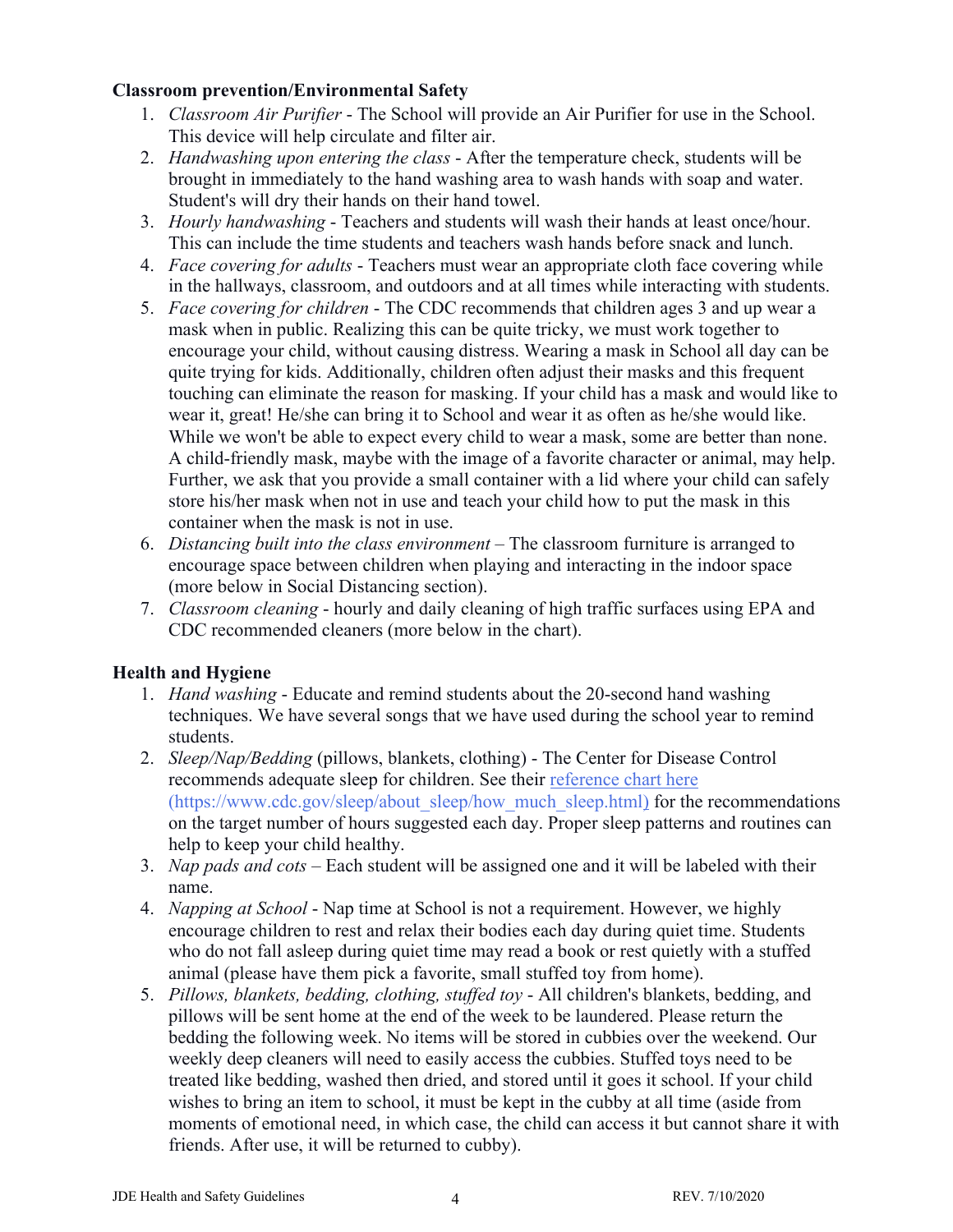**Classroom prevention/Environmental Safety**

1. *Classroom Air Purifier* - The School will provide an Air Purifier for use in the School. This device will help circulate and filter air.
2. *Handwashing upon entering the class* - After the temperature check, students will be brought in immediately to the hand washing area to wash hands with soap and water. Student's will dry their hands on their hand towel.
3. *Hourly handwashing* - Teachers and students will wash their hands at least once/hour. This can include the time students and teachers wash hands before snack and lunch.
4. *Face covering for adults* - Teachers must wear an appropriate cloth face covering while in the hallways, classroom, and outdoors and at all times while interacting with students.
5. *Face covering for children* - The CDC recommends that children ages 3 and up wear a mask when in public. Realizing this can be quite tricky, we must work together to encourage your child, without causing distress. Wearing a mask in School all day can be quite trying for kids. Additionally, children often adjust their masks and this frequent touching can eliminate the reason for masking. If your child has a mask and would like to wear it, great! He/she can bring it to School and wear it as often as he/she would like. While we won't be able to expect every child to wear a mask, some are better than none. A child-friendly mask, maybe with the image of a favorite character or animal, may help. Further, we ask that you provide a small container with a lid where your child can safely store his/her mask when not in use and teach your child how to put the mask in this container when the mask is not in use.
6. *Distancing built into the class environment* – The classroom furniture is arranged to encourage space between children when playing and interacting in the indoor space (more below in Social Distancing section).
7. *Classroom cleaning* - hourly and daily cleaning of high traffic surfaces using EPA and CDC recommended cleaners (more below in the chart).

**Health and Hygiene**

1. *Hand washing* - Educate and remind students about the 20-second hand washing techniques. We have several songs that we have used during the school year to remind students.
2. *Sleep/Nap/Bedding* (pillows, blankets, clothing) - The Center for Disease Control recommends adequate sleep for children. See their [reference chart here (https://www.cdc.gov/sleep/about_sleep/how_much_sleep.html)](https://www.cdc.gov/sleep/about_sleep/how_much_sleep.html) for the recommendations on the target number of hours suggested each day. Proper sleep patterns and routines can help to keep your child healthy.
3. *Nap pads and cots* – Each student will be assigned one and it will be labeled with their name.
4. *Napping at School* - Nap time at School is not a requirement. However, we highly encourage children to rest and relax their bodies each day during quiet time. Students who do not fall asleep during quiet time may read a book or rest quietly with a stuffed animal (please have them pick a favorite, small stuffed toy from home).
5. *Pillows, blankets, bedding, clothing, stuffed toy* - All children's blankets, bedding, and pillows will be sent home at the end of the week to be laundered. Please return the bedding the following week. No items will be stored in cubbies over the weekend. Our weekly deep cleaners will need to easily access the cubbies. Stuffed toys need to be treated like bedding, washed then dried, and stored until it goes it school. If your child wishes to bring an item to school, it must be kept in the cubby at all time (aside from moments of emotional need, in which case, the child can access it but cannot share it with friends. After use, it will be returned to cubby).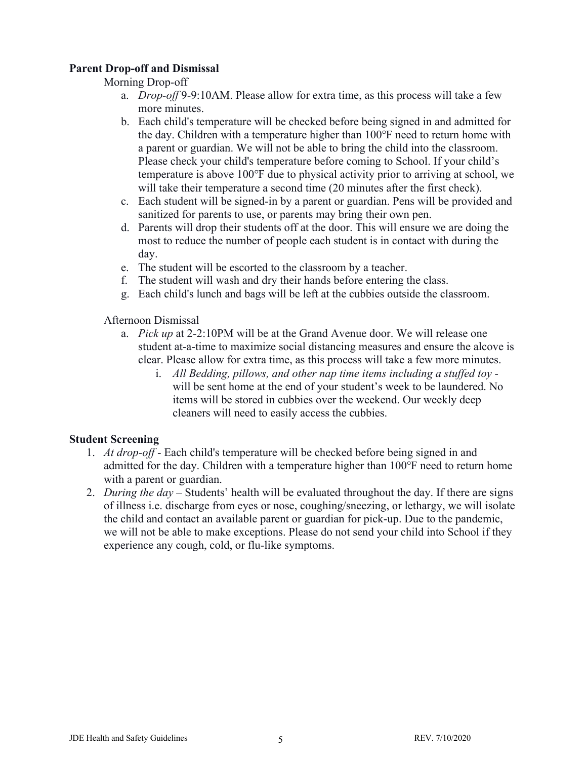### Parent Drop-off and Dismissal

Morning Drop-off

a. *Drop-off* 9-9:10AM. Please allow for extra time, as this process will take a few more minutes.
b. Each child's temperature will be checked before being signed in and admitted for the day. Children with a temperature higher than 100°F need to return home with a parent or guardian. We will not be able to bring the child into the classroom. Please check your child's temperature before coming to School. If your child's temperature is above 100°F due to physical activity prior to arriving at school, we will take their temperature a second time (20 minutes after the first check).
c. Each student will be signed-in by a parent or guardian. Pens will be provided and sanitized for parents to use, or parents may bring their own pen.
d. Parents will drop their students off at the door. This will ensure we are doing the most to reduce the number of people each student is in contact with during the day.
e. The student will be escorted to the classroom by a teacher.
f. The student will wash and dry their hands before entering the class.
g. Each child's lunch and bags will be left at the cubbies outside the classroom.

Afternoon Dismissal

a. *Pick up* at 2-2:10PM will be at the Grand Avenue door. We will release one student at-a-time to maximize social distancing measures and ensure the alcove is clear. Please allow for extra time, as this process will take a few more minutes.
   i. *All Bedding, pillows, and other nap time items including a stuffed toy* - will be sent home at the end of your student's week to be laundered. No items will be stored in cubbies over the weekend. Our weekly deep cleaners will need to easily access the cubbies.

### Student Screening

1. *At drop-off* - Each child's temperature will be checked before being signed in and admitted for the day. Children with a temperature higher than 100°F need to return home with a parent or guardian.
2. *During the day* – Students' health will be evaluated throughout the day. If there are signs of illness i.e. discharge from eyes or nose, coughing/sneezing, or lethargy, we will isolate the child and contact an available parent or guardian for pick-up. Due to the pandemic, we will not be able to make exceptions. Please do not send your child into School if they experience any cough, cold, or flu-like symptoms.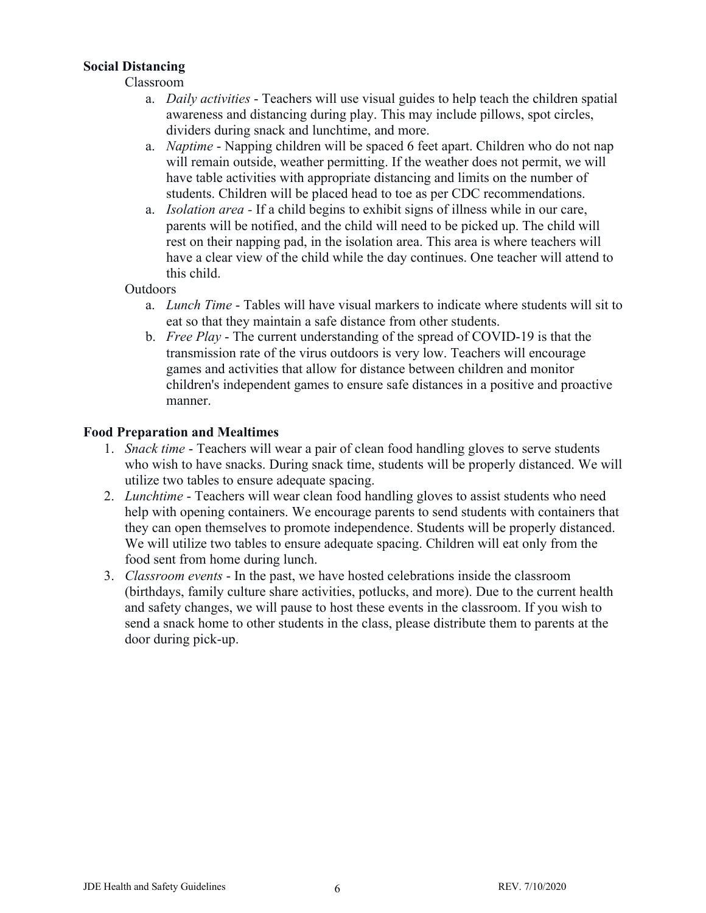**Social Distancing**

Classroom

a. *Daily activities* - Teachers will use visual guides to help teach the children spatial awareness and distancing during play. This may include pillows, spot circles, dividers during snack and lunchtime, and more.

a. *Naptime* - Napping children will be spaced 6 feet apart. Children who do not nap will remain outside, weather permitting. If the weather does not permit, we will have table activities with appropriate distancing and limits on the number of students. Children will be placed head to toe as per CDC recommendations.

a. *Isolation area* - If a child begins to exhibit signs of illness while in our care, parents will be notified, and the child will need to be picked up. The child will rest on their napping pad, in the isolation area. This area is where teachers will have a clear view of the child while the day continues. One teacher will attend to this child.

Outdoors

a. *Lunch Time* - Tables will have visual markers to indicate where students will sit to eat so that they maintain a safe distance from other students.

b. *Free Play* - The current understanding of the spread of COVID-19 is that the transmission rate of the virus outdoors is very low. Teachers will encourage games and activities that allow for distance between children and monitor children's independent games to ensure safe distances in a positive and proactive manner.

**Food Preparation and Mealtimes**

1. *Snack time* - Teachers will wear a pair of clean food handling gloves to serve students who wish to have snacks. During snack time, students will be properly distanced. We will utilize two tables to ensure adequate spacing.
2. *Lunchtime* - Teachers will wear clean food handling gloves to assist students who need help with opening containers. We encourage parents to send students with containers that they can open themselves to promote independence. Students will be properly distanced. We will utilize two tables to ensure adequate spacing. Children will eat only from the food sent from home during lunch.
3. *Classroom events* - In the past, we have hosted celebrations inside the classroom (birthdays, family culture share activities, potlucks, and more). Due to the current health and safety changes, we will pause to host these events in the classroom. If you wish to send a snack home to other students in the class, please distribute them to parents at the door during pick-up.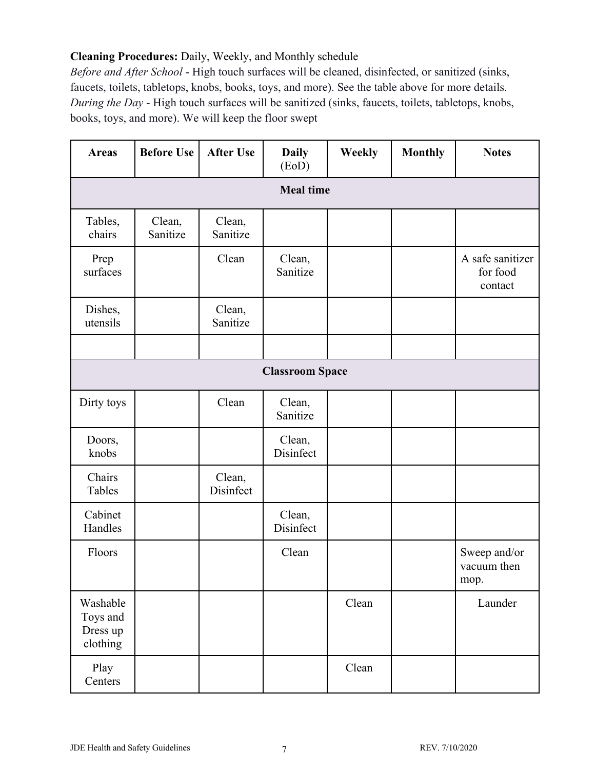**Cleaning Procedures:** Daily, Weekly, and Monthly schedule

*Before and After School* - High touch surfaces will be cleaned, disinfected, or sanitized (sinks, faucets, toilets, tabletops, knobs, books, toys, and more). See the table above for more details.

*During the Day* - High touch surfaces will be sanitized (sinks, faucets, toilets, tabletops, knobs, books, toys, and more). We will keep the floor swept

| Areas | Before Use | After Use | Daily (EoD) | Weekly | Monthly | Notes |
|---|---|---|---|---|---|---|
| **Meal time** | | | | | | |
| Tables, chairs | Clean, Sanitize | Clean, Sanitize | | | | |
| Prep surfaces | | Clean | Clean, Sanitize | | | A safe sanitizer for food contact |
| Dishes, utensils | | Clean, Sanitize | | | | |
| | | | | | | |
| **Classroom Space** | | | | | | |
| Dirty toys | | Clean | Clean, Sanitize | | | |
| Doors, knobs | | | Clean, Disinfect | | | |
| Chairs Tables | | Clean, Disinfect | | | | |
| Cabinet Handles | | | Clean, Disinfect | | | |
| Floors | | | Clean | | | Sweep and/or vacuum then mop. |
| Washable Toys and Dress up clothing | | | | Clean | | Launder |
| Play Centers | | | | Clean | | |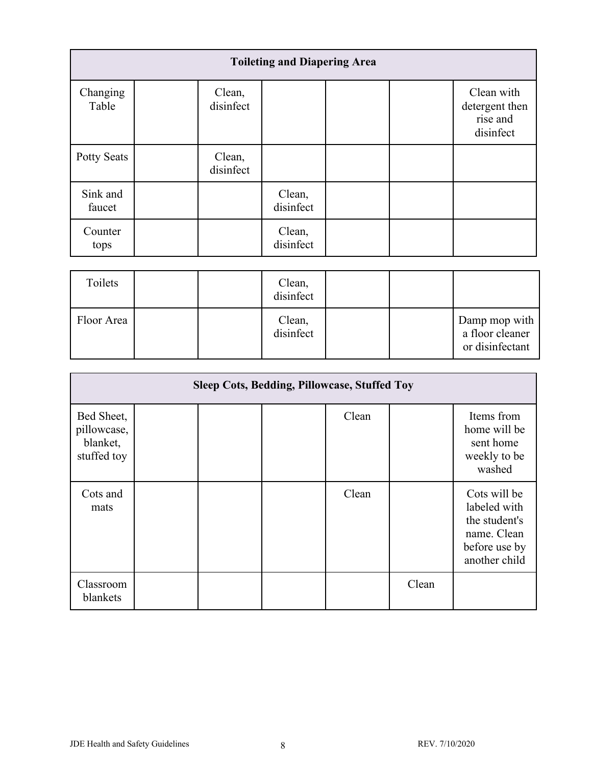| **Toileting and Diapering Area** | | | | | | |
|---|---|---|---|---|---|---|
| Changing Table | | Clean, disinfect | | | | Clean with detergent then rise and disinfect |
| Potty Seats | | Clean, disinfect | | | | |
| Sink and faucet | | | Clean, disinfect | | | |
| Counter tops | | | Clean, disinfect | | | |
| Toilets | | | Clean, disinfect | | | |
| Floor Area | | | Clean, disinfect | | | Damp mop with a floor cleaner or disinfectant |

| **Sleep Cots, Bedding, Pillowcase, Stuffed Toy** | | | | | | |
|---|---|---|---|---|---|---|
| Bed Sheet, pillowcase, blanket, stuffed toy | | | | Clean | | Items from home will be sent home weekly to be washed |
| Cots and mats | | | | Clean | | Cots will be labeled with the student's name. Clean before use by another child |
| Classroom blankets | | | | | Clean | |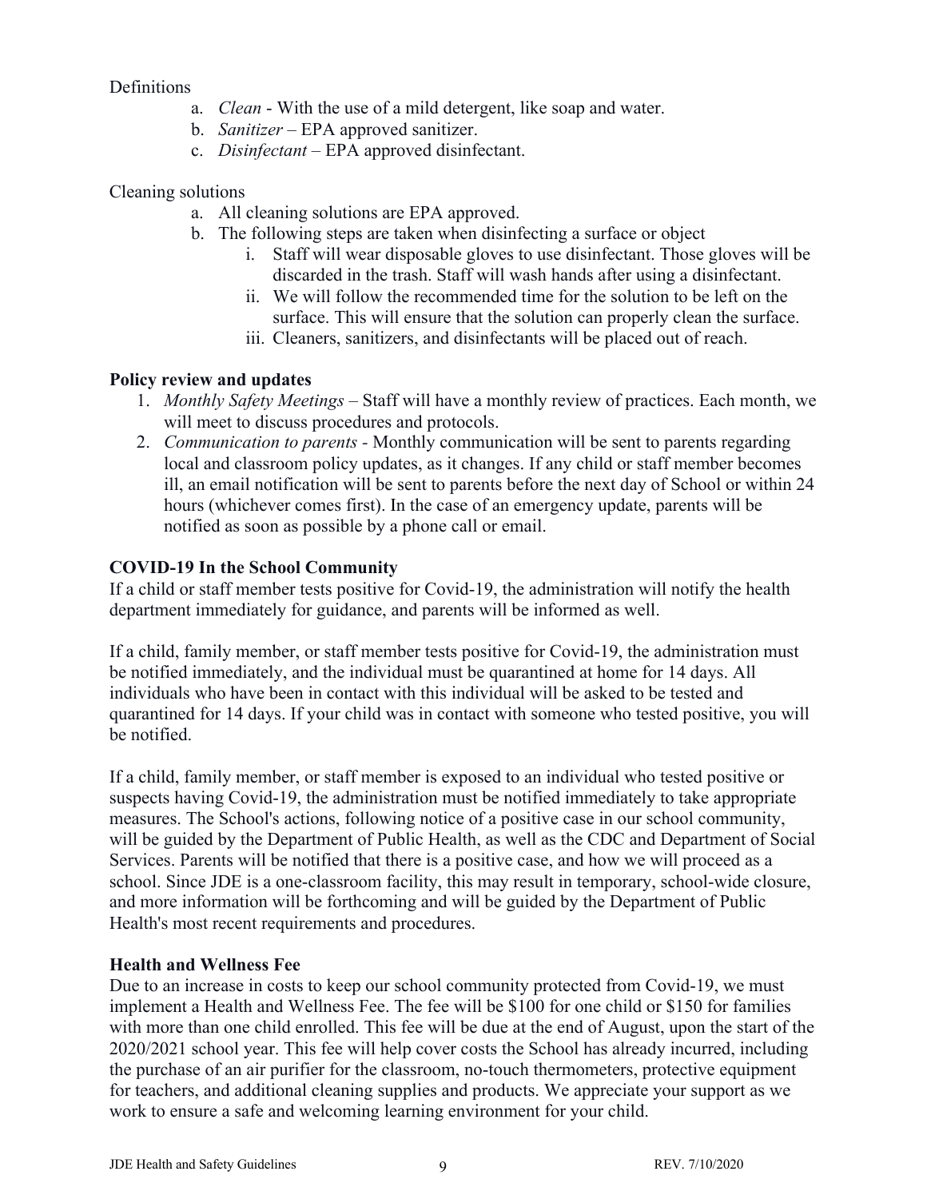Definitions

a. *Clean* - With the use of a mild detergent, like soap and water.
b. *Sanitizer* – EPA approved sanitizer.
c. *Disinfectant* – EPA approved disinfectant.

Cleaning solutions

a. All cleaning solutions are EPA approved.
b. The following steps are taken when disinfecting a surface or object
    i. Staff will wear disposable gloves to use disinfectant. Those gloves will be discarded in the trash. Staff will wash hands after using a disinfectant.
    ii. We will follow the recommended time for the solution to be left on the surface. This will ensure that the solution can properly clean the surface.
    iii. Cleaners, sanitizers, and disinfectants will be placed out of reach.

**Policy review and updates**

1. *Monthly Safety Meetings* – Staff will have a monthly review of practices. Each month, we will meet to discuss procedures and protocols.
2. *Communication to parents* - Monthly communication will be sent to parents regarding local and classroom policy updates, as it changes. If any child or staff member becomes ill, an email notification will be sent to parents before the next day of School or within 24 hours (whichever comes first). In the case of an emergency update, parents will be notified as soon as possible by a phone call or email.

**COVID-19 In the School Community**

If a child or staff member tests positive for Covid-19, the administration will notify the health department immediately for guidance, and parents will be informed as well.

If a child, family member, or staff member tests positive for Covid-19, the administration must be notified immediately, and the individual must be quarantined at home for 14 days. All individuals who have been in contact with this individual will be asked to be tested and quarantined for 14 days. If your child was in contact with someone who tested positive, you will be notified.

If a child, family member, or staff member is exposed to an individual who tested positive or suspects having Covid-19, the administration must be notified immediately to take appropriate measures. The School's actions, following notice of a positive case in our school community, will be guided by the Department of Public Health, as well as the CDC and Department of Social Services. Parents will be notified that there is a positive case, and how we will proceed as a school. Since JDE is a one-classroom facility, this may result in temporary, school-wide closure, and more information will be forthcoming and will be guided by the Department of Public Health's most recent requirements and procedures.

**Health and Wellness Fee**

Due to an increase in costs to keep our school community protected from Covid-19, we must implement a Health and Wellness Fee. The fee will be $100 for one child or $150 for families with more than one child enrolled. This fee will be due at the end of August, upon the start of the 2020/2021 school year. This fee will help cover costs the School has already incurred, including the purchase of an air purifier for the classroom, no-touch thermometers, protective equipment for teachers, and additional cleaning supplies and products. We appreciate your support as we work to ensure a safe and welcoming learning environment for your child.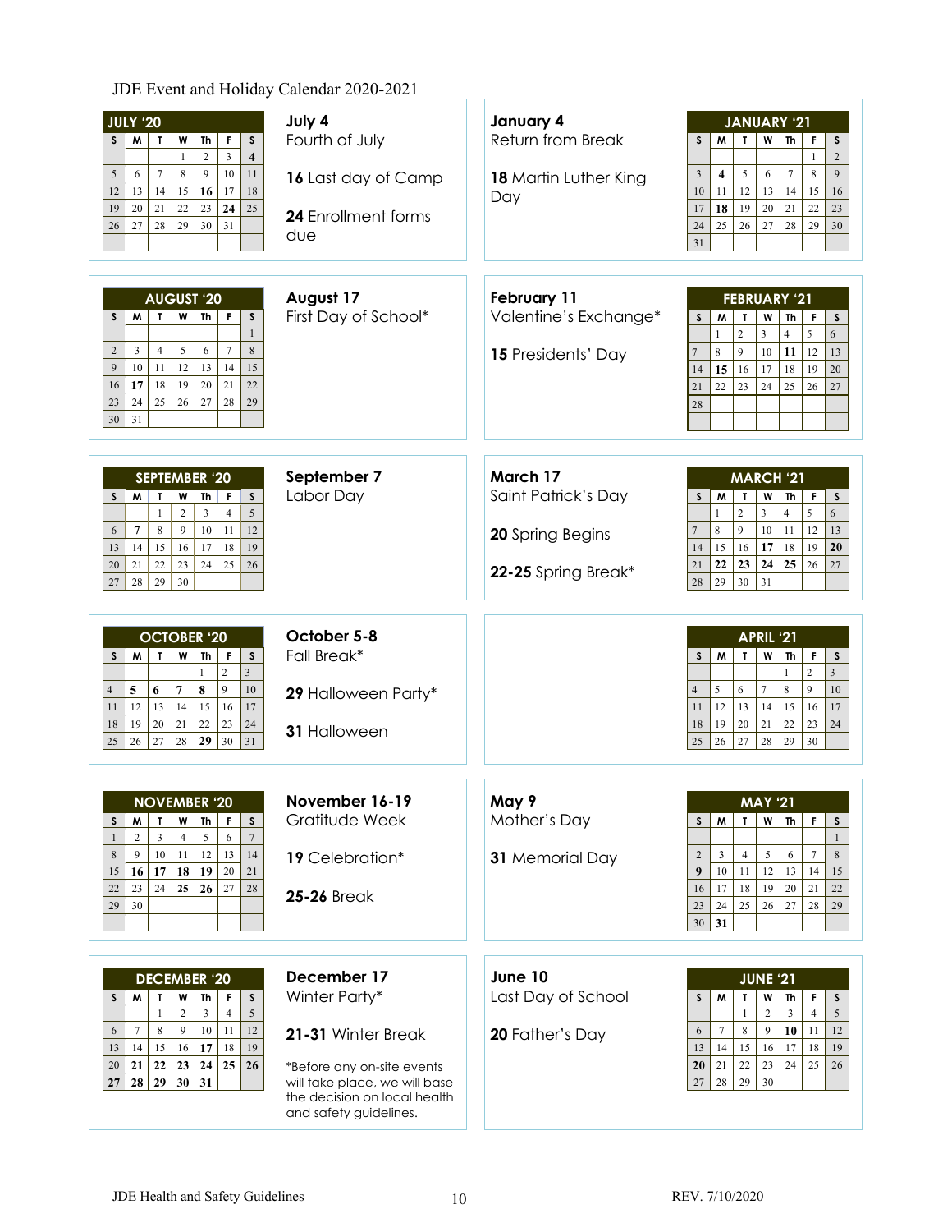# JDE Event and Holiday Calendar 2020-2021

**JULY '20**

| S | M | T | W | Th | F | S |
|---|---|---|---|---|---|---|
| | | | 1 | 2 | 3 | **4** |
| 5 | 6 | 7 | 8 | 9 | 10 | 11 |
| 12 | 13 | 14 | 15 | **16** | 17 | 18 |
| 19 | 20 | 21 | 22 | 23 | **24** | 25 |
| 26 | 27 | 28 | 29 | 30 | 31 | |

**July 4**
Fourth of July

**16** Last day of Camp

**24** Enrollment forms due

**AUGUST '20**

| S | M | T | W | Th | F | S |
|---|---|---|---|---|---|---|
| | | | | | | 1 |
| 2 | 3 | 4 | 5 | 6 | 7 | 8 |
| 9 | 10 | 11 | 12 | 13 | 14 | 15 |
| 16 | **17** | 18 | 19 | 20 | 21 | 22 |
| 23 | 24 | 25 | 26 | 27 | 28 | 29 |
| 30 | 31 | | | | | |

**August 17**
First Day of School*

**SEPTEMBER '20**

| S | M | T | W | Th | F | S |
|---|---|---|---|---|---|---|
| | | 1 | 2 | 3 | 4 | 5 |
| 6 | **7** | 8 | 9 | 10 | 11 | 12 |
| 13 | 14 | 15 | 16 | 17 | 18 | 19 |
| 20 | 21 | 22 | 23 | 24 | 25 | 26 |
| 27 | 28 | 29 | 30 | | | |

**September 7**
Labor Day

**OCTOBER '20**

| S | M | T | W | Th | F | S |
|---|---|---|---|---|---|---|
| | | | | 1 | 2 | 3 |
| 4 | **5** | **6** | **7** | **8** | 9 | 10 |
| 11 | 12 | 13 | 14 | 15 | 16 | 17 |
| 18 | 19 | 20 | 21 | 22 | 23 | 24 |
| 25 | 26 | 27 | 28 | **29** | 30 | 31 |

**October 5-8**
Fall Break*

**29** Halloween Party*

**31** Halloween

**NOVEMBER '20**

| S | M | T | W | Th | F | S |
|---|---|---|---|---|---|---|
| 1 | 2 | 3 | 4 | 5 | 6 | 7 |
| 8 | 9 | 10 | 11 | 12 | 13 | 14 |
| 15 | **16** | **17** | **18** | **19** | 20 | 21 |
| 22 | 23 | 24 | **25** | **26** | 27 | 28 |
| 29 | 30 | | | | | |

**November 16-19**
Gratitude Week

**19** Celebration*

**25-26** Break

**DECEMBER '20**

| S | M | T | W | Th | F | S |
|---|---|---|---|---|---|---|
| | | 1 | 2 | 3 | 4 | 5 |
| 6 | 7 | 8 | 9 | 10 | 11 | 12 |
| 13 | 14 | 15 | 16 | **17** | 18 | 19 |
| 20 | **21** | **22** | **23** | **24** | **25** | **26** |
| **27** | **28** | **29** | **30** | **31** | | |

**December 17**
Winter Party*

**21-31** Winter Break

*Before any on-site events will take place, we will base the decision on local health and safety guidelines.

**JANUARY '21**

| S | M | T | W | Th | F | S |
|---|---|---|---|---|---|---|
| | | | | | 1 | 2 |
| 3 | **4** | 5 | 6 | 7 | 8 | 9 |
| 10 | 11 | 12 | 13 | 14 | 15 | 16 |
| 17 | **18** | 19 | 20 | 21 | 22 | 23 |
| 24 | 25 | 26 | 27 | 28 | 29 | 30 |
| 31 | | | | | | |

**January 4**
Return from Break

**18** Martin Luther King Day

**FEBRUARY '21**

| S | M | T | W | Th | F | S |
|---|---|---|---|---|---|---|
| | 1 | 2 | 3 | 4 | 5 | 6 |
| 7 | 8 | 9 | 10 | **11** | 12 | 13 |
| 14 | **15** | 16 | 17 | 18 | 19 | 20 |
| 21 | 22 | 23 | 24 | 25 | 26 | 27 |
| 28 | | | | | | |

**February 11**
Valentine's Exchange*

**15** Presidents' Day

**MARCH '21**

| S | M | T | W | Th | F | S |
|---|---|---|---|---|---|---|
| | 1 | 2 | 3 | 4 | 5 | 6 |
| 7 | 8 | 9 | 10 | 11 | 12 | 13 |
| 14 | 15 | 16 | **17** | 18 | 19 | **20** |
| 21 | **22** | **23** | **24** | **25** | 26 | 27 |
| 28 | 29 | 30 | 31 | | | |

**March 17**
Saint Patrick's Day

**20** Spring Begins

**22-25** Spring Break*

**APRIL '21**

| S | M | T | W | Th | F | S |
|---|---|---|---|---|---|---|
| | | | | 1 | 2 | 3 |
| 4 | 5 | 6 | 7 | 8 | 9 | 10 |
| 11 | 12 | 13 | 14 | 15 | 16 | 17 |
| 18 | 19 | 20 | 21 | 22 | 23 | 24 |
| 25 | 26 | 27 | 28 | 29 | 30 | |

**MAY '21**

| S | M | T | W | Th | F | S |
|---|---|---|---|---|---|---|
| | | | | | | 1 |
| 2 | 3 | 4 | 5 | 6 | 7 | 8 |
| **9** | 10 | 11 | 12 | 13 | 14 | 15 |
| 16 | 17 | 18 | 19 | 20 | 21 | 22 |
| 23 | 24 | 25 | 26 | 27 | 28 | 29 |
| 30 | **31** | | | | | |

**May 9**
Mother's Day

**31** Memorial Day

**JUNE '21**

| S | M | T | W | Th | F | S |
|---|---|---|---|---|---|---|
| | | 1 | 2 | 3 | 4 | 5 |
| 6 | 7 | 8 | 9 | **10** | 11 | 12 |
| 13 | 14 | 15 | 16 | 17 | 18 | 19 |
| **20** | 21 | 22 | 23 | 24 | 25 | 26 |
| 27 | 28 | 29 | 30 | | | |

**June 10**
Last Day of School

**20** Father's Day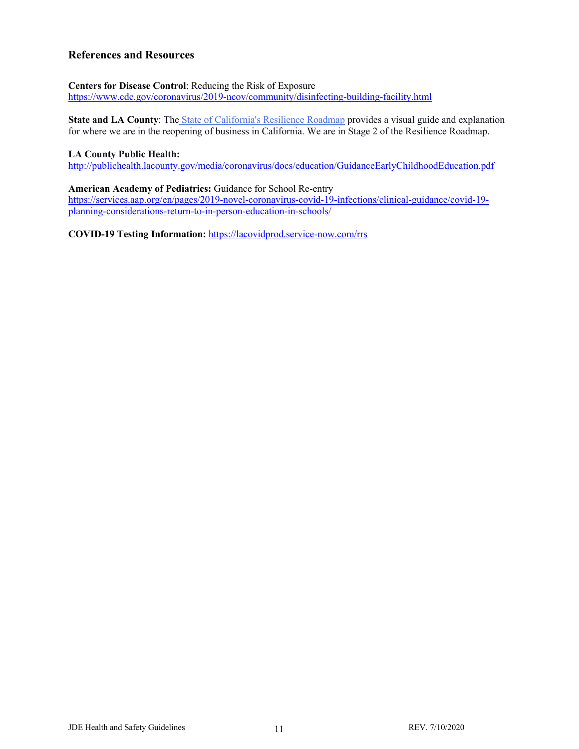## References and Resources

**Centers for Disease Control**: Reducing the Risk of Exposure
https://www.cdc.gov/coronavirus/2019-ncov/community/disinfecting-building-facility.html

**State and LA County**: The State of California's Resilience Roadmap provides a visual guide and explanation for where we are in the reopening of business in California. We are in Stage 2 of the Resilience Roadmap.

**LA County Public Health:**
http://publichealth.lacounty.gov/media/coronavirus/docs/education/GuidanceEarlyChildhoodEducation.pdf

**American Academy of Pediatrics:** Guidance for School Re-entry
https://services.aap.org/en/pages/2019-novel-coronavirus-covid-19-infections/clinical-guidance/covid-19-planning-considerations-return-to-in-person-education-in-schools/

**COVID-19 Testing Information:** https://lacovidprod.service-now.com/rrs